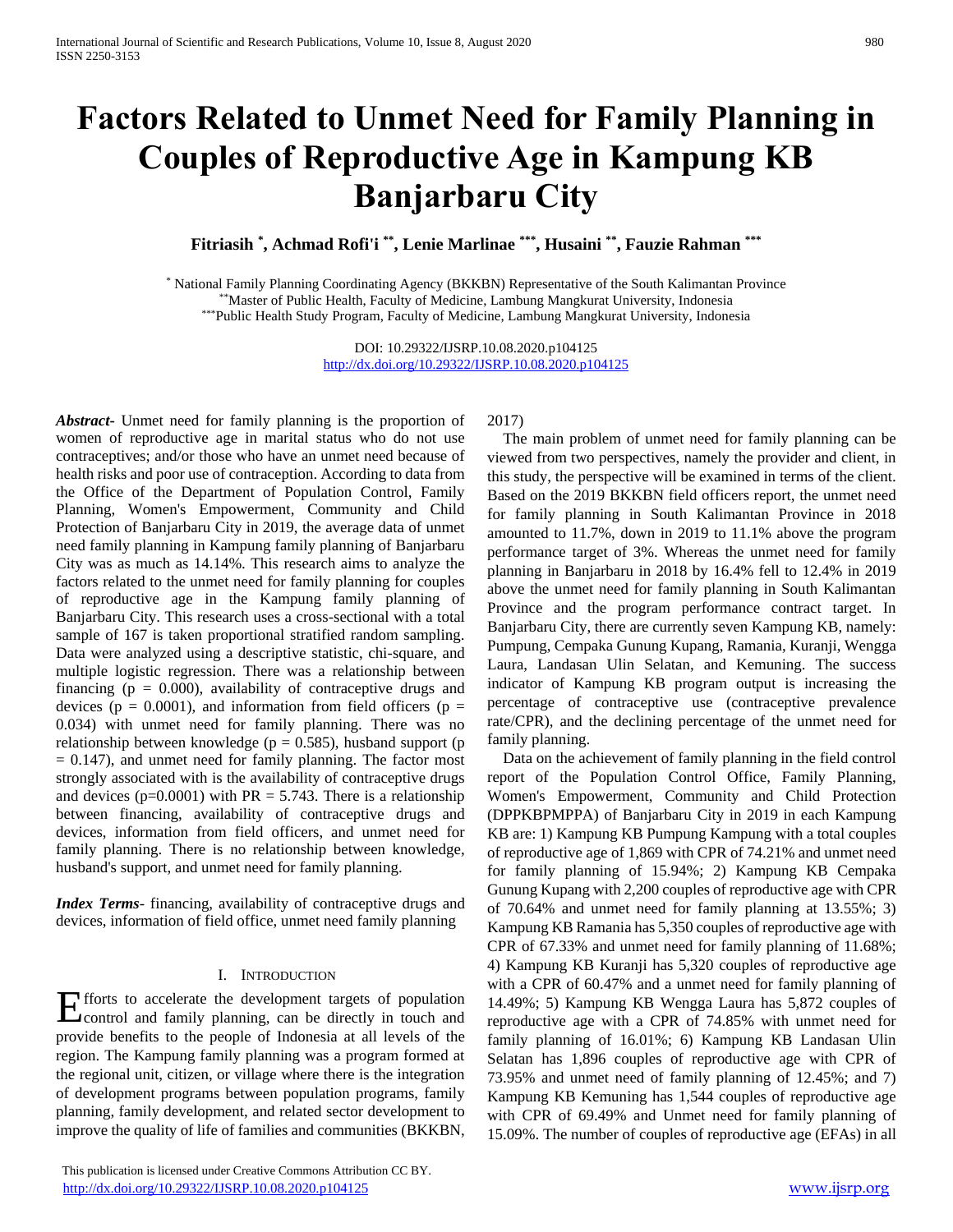# Factors Related to Unmet Need for Family Planning in Couples of Reproductive Age in Kampung KB Banjarbaru City

**Fitriasih [*], Achmad Rofi'i [**], Lenie Marlinae [***], Husaini [**], Fauzie Rahman [***]**

[*] National Family Planning Coordinating Agency (BKKBN) Representative of the South Kalimantan Province
[**] Master of Public Health, Faculty of Medicine, Lambung Mangkurat University, Indonesia
[***] Public Health Study Program, Faculty of Medicine, Lambung Mangkurat University, Indonesia

DOI: 10.29322/IJSRP.10.08.2020.p104125
http://dx.doi.org/10.29322/IJSRP.10.08.2020.p104125

***Abstract***- Unmet need for family planning is the proportion of women of reproductive age in marital status who do not use contraceptives; and/or those who have an unmet need because of health risks and poor use of contraception. According to data from the Office of the Department of Population Control, Family Planning, Women's Empowerment, Community and Child Protection of Banjarbaru City in 2019, the average data of unmet need family planning in Kampung family planning of Banjarbaru City was as much as 14.14%. This research aims to analyze the factors related to the unmet need for family planning for couples of reproductive age in the Kampung family planning of Banjarbaru City. This research uses a cross-sectional with a total sample of 167 is taken proportional stratified random sampling. Data were analyzed using a descriptive statistic, chi-square, and multiple logistic regression. There was a relationship between financing ($p = 0.000$), availability of contraceptive drugs and devices ($p = 0.0001$), and information from field officers ($p = 0.034$) with unmet need for family planning. There was no relationship between knowledge ($p = 0.585$), husband support ($p = 0.147$), and unmet need for family planning. The factor most strongly associated with is the availability of contraceptive drugs and devices ($p=0.0001$) with $PR = 5.743$. There is a relationship between financing, availability of contraceptive drugs and devices, information from field officers, and unmet need for family planning. There is no relationship between knowledge, husband's support, and unmet need for family planning.

***Index Terms***- financing, availability of contraceptive drugs and devices, information of field office, unmet need family planning

## I. Introduction

Efforts to accelerate the development targets of population control and family planning, can be directly in touch and provide benefits to the people of Indonesia at all levels of the region. The Kampung family planning was a program formed at the regional unit, citizen, or village where there is the integration of development programs between population programs, family planning, family development, and related sector development to improve the quality of life of families and communities (BKKBN, 2017)

The main problem of unmet need for family planning can be viewed from two perspectives, namely the provider and client, in this study, the perspective will be examined in terms of the client. Based on the 2019 BKKBN field officers report, the unmet need for family planning in South Kalimantan Province in 2018 amounted to 11.7%, down in 2019 to 11.1% above the program performance target of 3%. Whereas the unmet need for family planning in Banjarbaru in 2018 by 16.4% fell to 12.4% in 2019 above the unmet need for family planning in South Kalimantan Province and the program performance contract target. In Banjarbaru City, there are currently seven Kampung KB, namely: Pumpung, Cempaka Gunung Kupang, Ramania, Kuranji, Wengga Laura, Landasan Ulin Selatan, and Kemuning. The success indicator of Kampung KB program output is increasing the percentage of contraceptive use (contraceptive prevalence rate/CPR), and the declining percentage of the unmet need for family planning.

Data on the achievement of family planning in the field control report of the Population Control Office, Family Planning, Women's Empowerment, Community and Child Protection (DPPKBPMPPA) of Banjarbaru City in 2019 in each Kampung KB are: 1) Kampung KB Pumpung Kampung with a total couples of reproductive age of 1,869 with CPR of 74.21% and unmet need for family planning of 15.94%; 2) Kampung KB Cempaka Gunung Kupang with 2,200 couples of reproductive age with CPR of 70.64% and unmet need for family planning at 13.55%; 3) Kampung KB Ramania has 5,350 couples of reproductive age with CPR of 67.33% and unmet need for family planning of 11.68%; 4) Kampung KB Kuranji has 5,320 couples of reproductive age with a CPR of 60.47% and a unmet need for family planning of 14.49%; 5) Kampung KB Wengga Laura has 5,872 couples of reproductive age with a CPR of 74.85% with unmet need for family planning of 16.01%; 6) Kampung KB Landasan Ulin Selatan has 1,896 couples of reproductive age with CPR of 73.95% and unmet need of family planning of 12.45%; and 7) Kampung KB Kemuning has 1,544 couples of reproductive age with CPR of 69.49% and Unmet need for family planning of 15.09%. The number of couples of reproductive age (EFAs) in all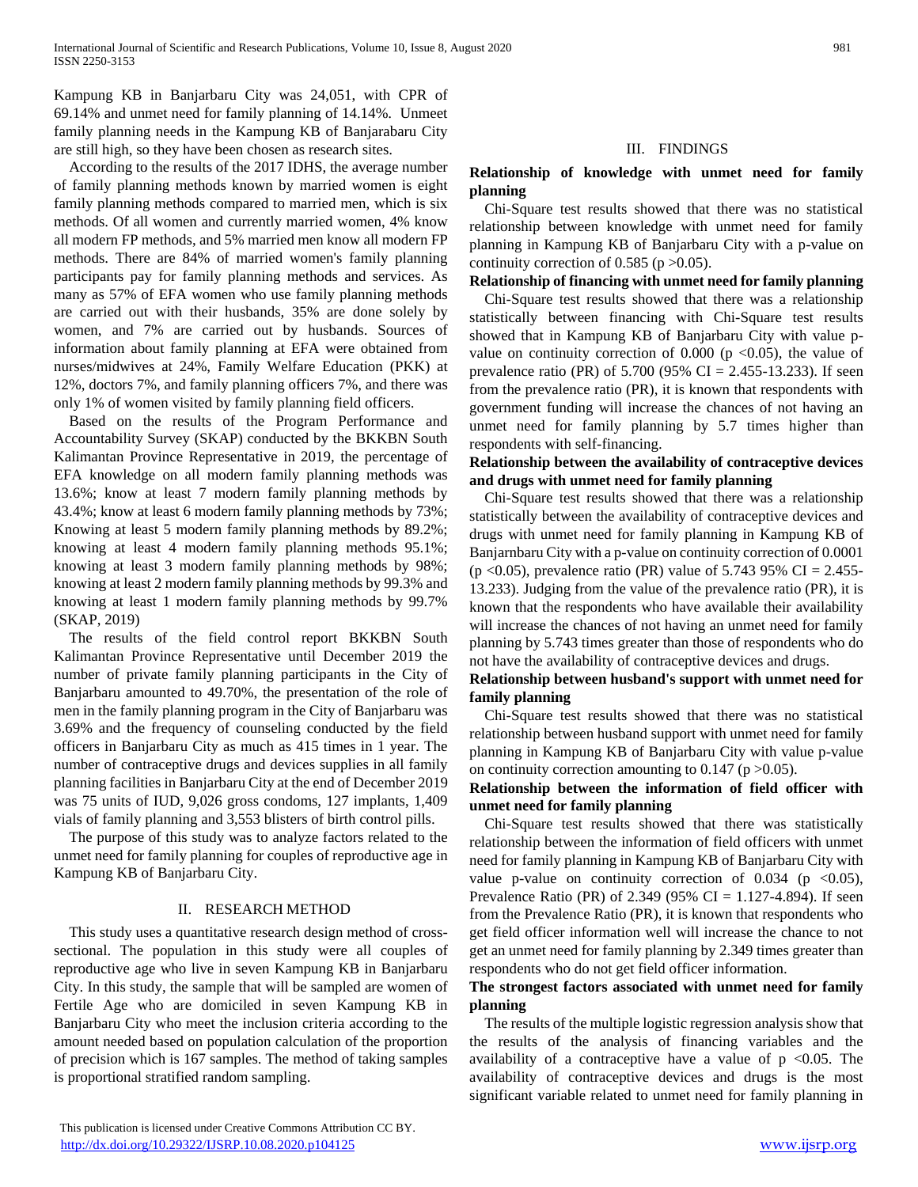Kampung KB in Banjarbaru City was 24,051, with CPR of 69.14% and unmet need for family planning of 14.14%. Unmeet family planning needs in the Kampung KB of Banjarabaru City are still high, so they have been chosen as research sites.

According to the results of the 2017 IDHS, the average number of family planning methods known by married women is eight family planning methods compared to married men, which is six methods. Of all women and currently married women, 4% know all modern FP methods, and 5% married men know all modern FP methods. There are 84% of married women's family planning participants pay for family planning methods and services. As many as 57% of EFA women who use family planning methods are carried out with their husbands, 35% are done solely by women, and 7% are carried out by husbands. Sources of information about family planning at EFA were obtained from nurses/midwives at 24%, Family Welfare Education (PKK) at 12%, doctors 7%, and family planning officers 7%, and there was only 1% of women visited by family planning field officers.

Based on the results of the Program Performance and Accountability Survey (SKAP) conducted by the BKKBN South Kalimantan Province Representative in 2019, the percentage of EFA knowledge on all modern family planning methods was 13.6%; know at least 7 modern family planning methods by 43.4%; know at least 6 modern family planning methods by 73%; Knowing at least 5 modern family planning methods by 89.2%; knowing at least 4 modern family planning methods 95.1%; knowing at least 3 modern family planning methods by 98%; knowing at least 2 modern family planning methods by 99.3% and knowing at least 1 modern family planning methods by 99.7% (SKAP, 2019)

The results of the field control report BKKBN South Kalimantan Province Representative until December 2019 the number of private family planning participants in the City of Banjarbaru amounted to 49.70%, the presentation of the role of men in the family planning program in the City of Banjarbaru was 3.69% and the frequency of counseling conducted by the field officers in Banjarbaru City as much as 415 times in 1 year. The number of contraceptive drugs and devices supplies in all family planning facilities in Banjarbaru City at the end of December 2019 was 75 units of IUD, 9,026 gross condoms, 127 implants, 1,409 vials of family planning and 3,553 blisters of birth control pills.

The purpose of this study was to analyze factors related to the unmet need for family planning for couples of reproductive age in Kampung KB of Banjarbaru City.

## II. RESEARCH METHOD

This study uses a quantitative research design method of cross-sectional. The population in this study were all couples of reproductive age who live in seven Kampung KB in Banjarbaru City. In this study, the sample that will be sampled are women of Fertile Age who are domiciled in seven Kampung KB in Banjarbaru City who meet the inclusion criteria according to the amount needed based on population calculation of the proportion of precision which is 167 samples. The method of taking samples is proportional stratified random sampling.

## III. FINDINGS

**Relationship of knowledge with unmet need for family planning**

Chi-Square test results showed that there was no statistical relationship between knowledge with unmet need for family planning in Kampung KB of Banjarbaru City with a p-value on continuity correction of 0.585 ($p > 0.05$).

**Relationship of financing with unmet need for family planning**

Chi-Square test results showed that there was a relationship statistically between financing with Chi-Square test results showed that in Kampung KB of Banjarbaru City with value p-value on continuity correction of 0.000 ($p < 0.05$), the value of prevalence ratio (PR) of 5.700 (95% CI = 2.455-13.233). If seen from the prevalence ratio (PR), it is known that respondents with government funding will increase the chances of not having an unmet need for family planning by 5.7 times higher than respondents with self-financing.

**Relationship between the availability of contraceptive devices and drugs with unmet need for family planning**

Chi-Square test results showed that there was a relationship statistically between the availability of contraceptive devices and drugs with unmet need for family planning in Kampung KB of Banjarnbaru City with a p-value on continuity correction of 0.0001 ($p < 0.05$), prevalence ratio (PR) value of 5.743 95% CI = 2.455-13.233). Judging from the value of the prevalence ratio (PR), it is known that the respondents who have available their availability will increase the chances of not having an unmet need for family planning by 5.743 times greater than those of respondents who do not have the availability of contraceptive devices and drugs.

**Relationship between husband's support with unmet need for family planning**

Chi-Square test results showed that there was no statistical relationship between husband support with unmet need for family planning in Kampung KB of Banjarbaru City with value p-value on continuity correction amounting to 0.147 ($p > 0.05$).

**Relationship between the information of field officer with unmet need for family planning**

Chi-Square test results showed that there was statistically relationship between the information of field officers with unmet need for family planning in Kampung KB of Banjarbaru City with value p-value on continuity correction of 0.034 ($p < 0.05$), Prevalence Ratio (PR) of 2.349 (95% CI = 1.127-4.894). If seen from the Prevalence Ratio (PR), it is known that respondents who get field officer information well will increase the chance to not get an unmet need for family planning by 2.349 times greater than respondents who do not get field officer information.

**The strongest factors associated with unmet need for family planning**

The results of the multiple logistic regression analysis show that the results of the analysis of financing variables and the availability of a contraceptive have a value of $p < 0.05$. The availability of contraceptive devices and drugs is the most significant variable related to unmet need for family planning in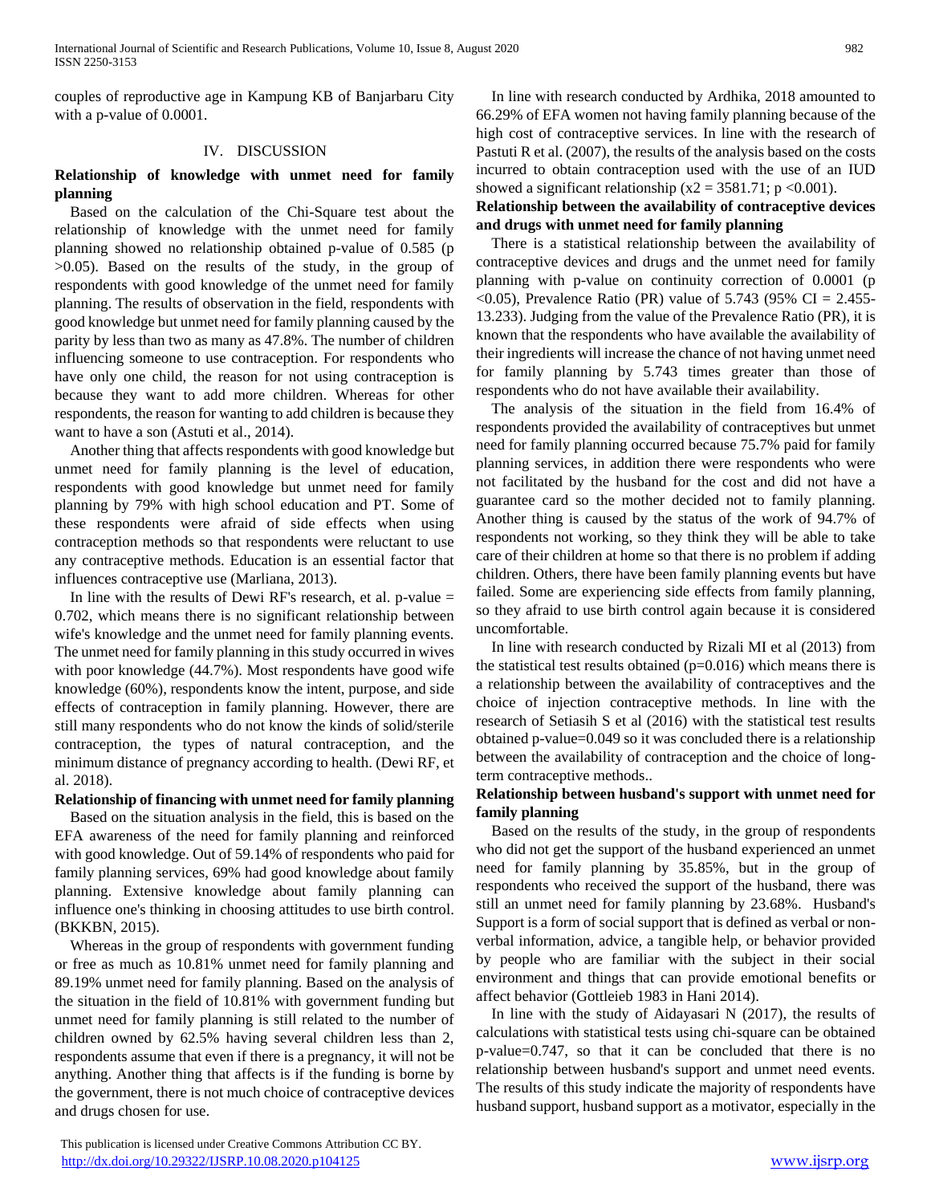couples of reproductive age in Kampung KB of Banjarbaru City with a p-value of 0.0001.

## IV. DISCUSSION

### Relationship of knowledge with unmet need for family planning

Based on the calculation of the Chi-Square test about the relationship of knowledge with the unmet need for family planning showed no relationship obtained p-value of 0.585 ($p > 0.05$). Based on the results of the study, in the group of respondents with good knowledge of the unmet need for family planning. The results of observation in the field, respondents with good knowledge but unmet need for family planning caused by the parity by less than two as many as 47.8%. The number of children influencing someone to use contraception. For respondents who have only one child, the reason for not using contraception is because they want to add more children. Whereas for other respondents, the reason for wanting to add children is because they want to have a son (Astuti et al., 2014).

Another thing that affects respondents with good knowledge but unmet need for family planning is the level of education, respondents with good knowledge but unmet need for family planning by 79% with high school education and PT. Some of these respondents were afraid of side effects when using contraception methods so that respondents were reluctant to use any contraceptive methods. Education is an essential factor that influences contraceptive use (Marliana, 2013).

In line with the results of Dewi RF's research, et al. p-value = 0.702, which means there is no significant relationship between wife's knowledge and the unmet need for family planning events. The unmet need for family planning in this study occurred in wives with poor knowledge (44.7%). Most respondents have good wife knowledge (60%), respondents know the intent, purpose, and side effects of contraception in family planning. However, there are still many respondents who do not know the kinds of solid/sterile contraception, the types of natural contraception, and the minimum distance of pregnancy according to health. (Dewi RF, et al. 2018).

### Relationship of financing with unmet need for family planning

Based on the situation analysis in the field, this is based on the EFA awareness of the need for family planning and reinforced with good knowledge. Out of 59.14% of respondents who paid for family planning services, 69% had good knowledge about family planning. Extensive knowledge about family planning can influence one's thinking in choosing attitudes to use birth control. (BKKBN, 2015).

Whereas in the group of respondents with government funding or free as much as 10.81% unmet need for family planning and 89.19% unmet need for family planning. Based on the analysis of the situation in the field of 10.81% with government funding but unmet need for family planning is still related to the number of children owned by 62.5% having several children less than 2, respondents assume that even if there is a pregnancy, it will not be anything. Another thing that affects is if the funding is borne by the government, there is not much choice of contraceptive devices and drugs chosen for use.

In line with research conducted by Ardhika, 2018 amounted to 66.29% of EFA women not having family planning because of the high cost of contraceptive services. In line with the research of Pastuti R et al. (2007), the results of the analysis based on the costs incurred to obtain contraception used with the use of an IUD showed a significant relationship ($x2 = 3581.71$; $p < 0.001$).

### Relationship between the availability of contraceptive devices and drugs with unmet need for family planning

There is a statistical relationship between the availability of contraceptive devices and drugs and the unmet need for family planning with p-value on continuity correction of 0.0001 ($p < 0.05$), Prevalence Ratio (PR) value of 5.743 (95% CI = 2.455-13.233). Judging from the value of the Prevalence Ratio (PR), it is known that the respondents who have available the availability of their ingredients will increase the chance of not having unmet need for family planning by 5.743 times greater than those of respondents who do not have available their availability.

The analysis of the situation in the field from 16.4% of respondents provided the availability of contraceptives but unmet need for family planning occurred because 75.7% paid for family planning services, in addition there were respondents who were not facilitated by the husband for the cost and did not have a guarantee card so the mother decided not to family planning. Another thing is caused by the status of the work of 94.7% of respondents not working, so they think they will be able to take care of their children at home so that there is no problem if adding children. Others, there have been family planning events but have failed. Some are experiencing side effects from family planning, so they afraid to use birth control again because it is considered uncomfortable.

In line with research conducted by Rizali MI et al (2013) from the statistical test results obtained ($p=0.016$) which means there is a relationship between the availability of contraceptives and the choice of injection contraceptive methods. In line with the research of Setiasih S et al (2016) with the statistical test results obtained p-value=0.049 so it was concluded there is a relationship between the availability of contraception and the choice of long-term contraceptive methods..

### Relationship between husband's support with unmet need for family planning

Based on the results of the study, in the group of respondents who did not get the support of the husband experienced an unmet need for family planning by 35.85%, but in the group of respondents who received the support of the husband, there was still an unmet need for family planning by 23.68%. Husband's Support is a form of social support that is defined as verbal or non-verbal information, advice, a tangible help, or behavior provided by people who are familiar with the subject in their social environment and things that can provide emotional benefits or affect behavior (Gottleieb 1983 in Hani 2014).

In line with the study of Aidayasari N (2017), the results of calculations with statistical tests using chi-square can be obtained p-value=0.747, so that it can be concluded that there is no relationship between husband's support and unmet need events. The results of this study indicate the majority of respondents have husband support, husband support as a motivator, especially in the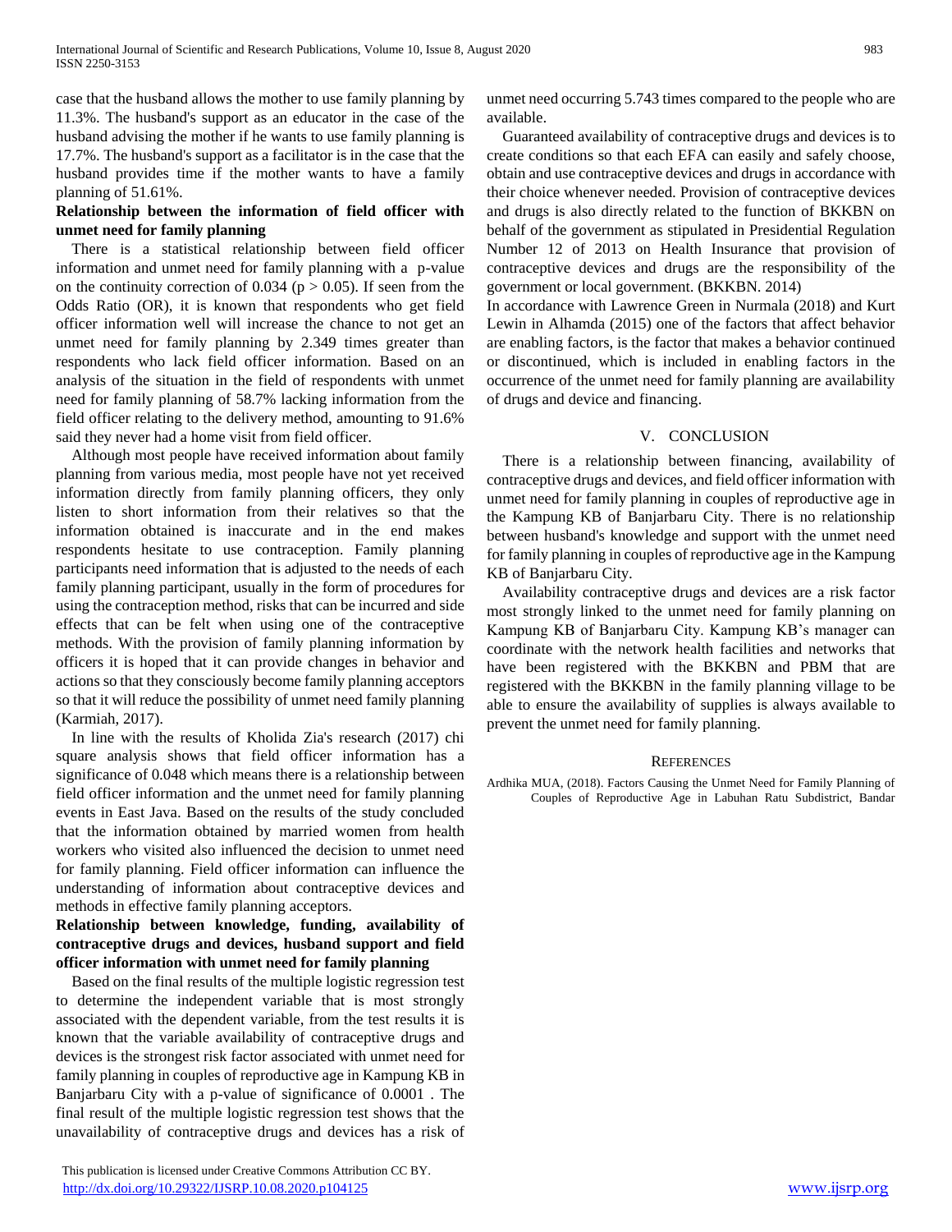case that the husband allows the mother to use family planning by 11.3%. The husband's support as an educator in the case of the husband advising the mother if he wants to use family planning is 17.7%. The husband's support as a facilitator is in the case that the husband provides time if the mother wants to have a family planning of 51.61%.

**Relationship between the information of field officer with unmet need for family planning**

There is a statistical relationship between field officer information and unmet need for family planning with a p-value on the continuity correction of 0.034 ($p > 0.05$). If seen from the Odds Ratio (OR), it is known that respondents who get field officer information well will increase the chance to not get an unmet need for family planning by 2.349 times greater than respondents who lack field officer information. Based on an analysis of the situation in the field of respondents with unmet need for family planning of 58.7% lacking information from the field officer relating to the delivery method, amounting to 91.6% said they never had a home visit from field officer.

Although most people have received information about family planning from various media, most people have not yet received information directly from family planning officers, they only listen to short information from their relatives so that the information obtained is inaccurate and in the end makes respondents hesitate to use contraception. Family planning participants need information that is adjusted to the needs of each family planning participant, usually in the form of procedures for using the contraception method, risks that can be incurred and side effects that can be felt when using one of the contraceptive methods. With the provision of family planning information by officers it is hoped that it can provide changes in behavior and actions so that they consciously become family planning acceptors so that it will reduce the possibility of unmet need family planning (Karmiah, 2017).

In line with the results of Kholida Zia's research (2017) chi square analysis shows that field officer information has a significance of 0.048 which means there is a relationship between field officer information and the unmet need for family planning events in East Java. Based on the results of the study concluded that the information obtained by married women from health workers who visited also influenced the decision to unmet need for family planning. Field officer information can influence the understanding of information about contraceptive devices and methods in effective family planning acceptors.

**Relationship between knowledge, funding, availability of contraceptive drugs and devices, husband support and field officer information with unmet need for family planning**

Based on the final results of the multiple logistic regression test to determine the independent variable that is most strongly associated with the dependent variable, from the test results it is known that the variable availability of contraceptive drugs and devices is the strongest risk factor associated with unmet need for family planning in couples of reproductive age in Kampung KB in Banjarbaru City with a p-value of significance of 0.0001 . The final result of the multiple logistic regression test shows that the unavailability of contraceptive drugs and devices has a risk of unmet need occurring 5.743 times compared to the people who are available.

Guaranteed availability of contraceptive drugs and devices is to create conditions so that each EFA can easily and safely choose, obtain and use contraceptive devices and drugs in accordance with their choice whenever needed. Provision of contraceptive devices and drugs is also directly related to the function of BKKBN on behalf of the government as stipulated in Presidential Regulation Number 12 of 2013 on Health Insurance that provision of contraceptive devices and drugs are the responsibility of the government or local government. (BKKBN. 2014)

In accordance with Lawrence Green in Nurmala (2018) and Kurt Lewin in Alhamda (2015) one of the factors that affect behavior are enabling factors, is the factor that makes a behavior continued or discontinued, which is included in enabling factors in the occurrence of the unmet need for family planning are availability of drugs and device and financing.

## V. Conclusion

There is a relationship between financing, availability of contraceptive drugs and devices, and field officer information with unmet need for family planning in couples of reproductive age in the Kampung KB of Banjarbaru City. There is no relationship between husband's knowledge and support with the unmet need for family planning in couples of reproductive age in the Kampung KB of Banjarbaru City.

Availability contraceptive drugs and devices are a risk factor most strongly linked to the unmet need for family planning on Kampung KB of Banjarbaru City. Kampung KB's manager can coordinate with the network health facilities and networks that have been registered with the BKKBN and PBM that are registered with the BKKBN in the family planning village to be able to ensure the availability of supplies is always available to prevent the unmet need for family planning.

## References

Ardhika MUA, (2018). Factors Causing the Unmet Need for Family Planning of Couples of Reproductive Age in Labuhan Ratu Subdistrict, Bandar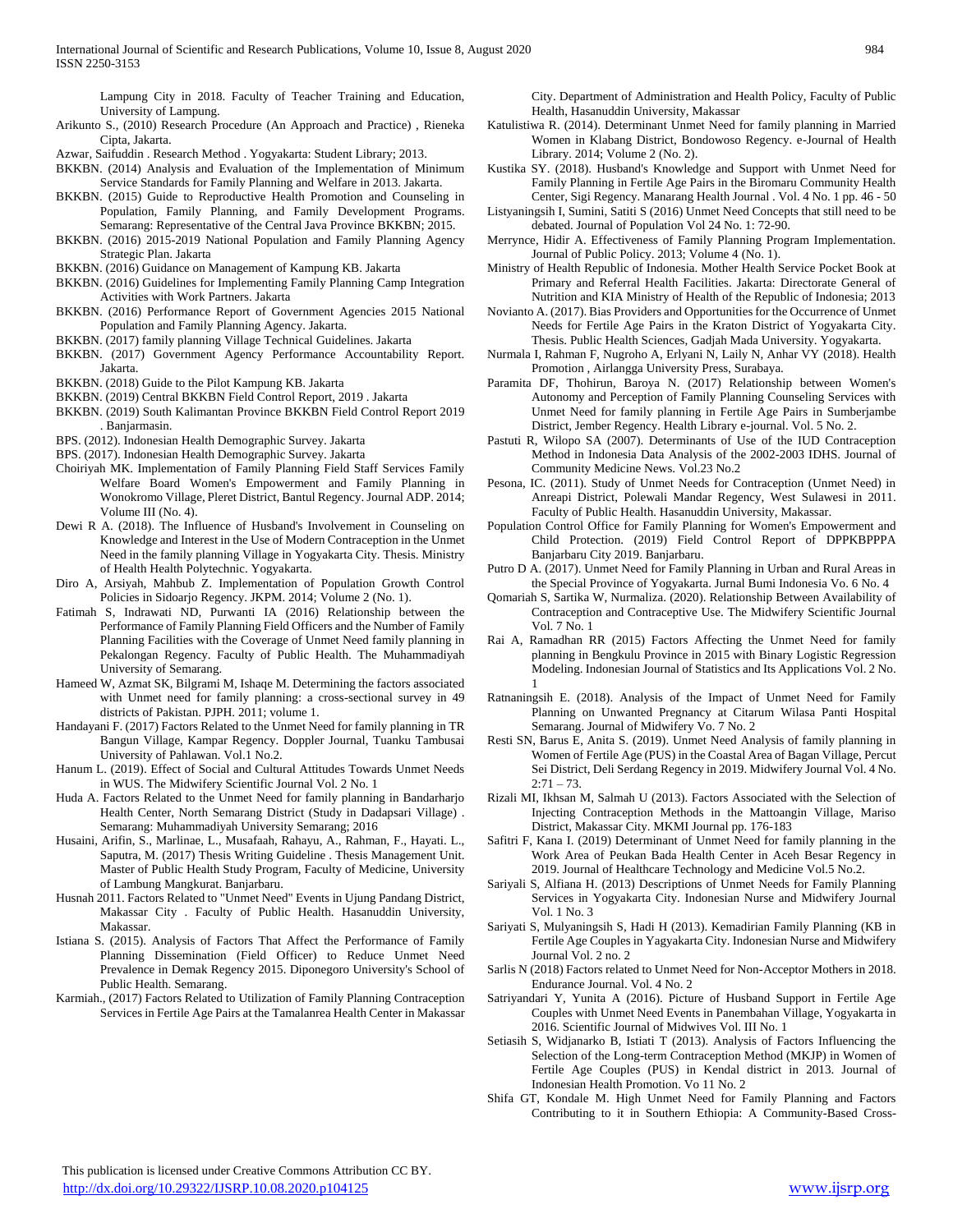Lampung City in 2018. Faculty of Teacher Training and Education, University of Lampung.

Arikunto S., (2010) Research Procedure (An Approach and Practice) , Rieneka Cipta, Jakarta.

Azwar, Saifuddin . Research Method . Yogyakarta: Student Library; 2013.

BKKBN. (2014) Analysis and Evaluation of the Implementation of Minimum Service Standards for Family Planning and Welfare in 2013. Jakarta.

BKKBN. (2015) Guide to Reproductive Health Promotion and Counseling in Population, Family Planning, and Family Development Programs. Semarang: Representative of the Central Java Province BKKBN; 2015.

BKKBN. (2016) 2015-2019 National Population and Family Planning Agency Strategic Plan. Jakarta

BKKBN. (2016) Guidance on Management of Kampung KB. Jakarta

BKKBN. (2016) Guidelines for Implementing Family Planning Camp Integration Activities with Work Partners. Jakarta

BKKBN. (2016) Performance Report of Government Agencies 2015 National Population and Family Planning Agency. Jakarta.

BKKBN. (2017) family planning Village Technical Guidelines. Jakarta

BKKBN. (2017) Government Agency Performance Accountability Report. Jakarta.

BKKBN. (2018) Guide to the Pilot Kampung KB. Jakarta

BKKBN. (2019) Central BKKBN Field Control Report, 2019 . Jakarta

BKKBN. (2019) South Kalimantan Province BKKBN Field Control Report 2019 . Banjarmasin.

BPS. (2012). Indonesian Health Demographic Survey. Jakarta

BPS. (2017). Indonesian Health Demographic Survey. Jakarta

Choiriyah MK. Implementation of Family Planning Field Staff Services Family Welfare Board Women's Empowerment and Family Planning in Wonokromo Village, Pleret District, Bantul Regency. Journal ADP. 2014; Volume III (No. 4).

Dewi R A. (2018). The Influence of Husband's Involvement in Counseling on Knowledge and Interest in the Use of Modern Contraception in the Unmet Need in the family planning Village in Yogyakarta City. Thesis. Ministry of Health Health Polytechnic. Yogyakarta.

Diro A, Arsiyah, Mahbub Z. Implementation of Population Growth Control Policies in Sidoarjo Regency. JKPM. 2014; Volume 2 (No. 1).

Fatimah S, Indrawati ND, Purwanti IA (2016) Relationship between the Performance of Family Planning Field Officers and the Number of Family Planning Facilities with the Coverage of Unmet Need family planning in Pekalongan Regency. Faculty of Public Health. The Muhammadiyah University of Semarang.

Hameed W, Azmat SK, Bilgrami M, Ishaqe M. Determining the factors associated with Unmet need for family planning: a cross-sectional survey in 49 districts of Pakistan. PJPH. 2011; volume 1.

Handayani F. (2017) Factors Related to the Unmet Need for family planning in TR Bangun Village, Kampar Regency. Doppler Journal, Tuanku Tambusai University of Pahlawan. Vol.1 No.2.

Hanum L. (2019). Effect of Social and Cultural Attitudes Towards Unmet Needs in WUS. The Midwifery Scientific Journal Vol. 2 No. 1

Huda A. Factors Related to the Unmet Need for family planning in Bandarharjo Health Center, North Semarang District (Study in Dadapsari Village) . Semarang: Muhammadiyah University Semarang; 2016

Husaini, Arifin, S., Marlinae, L., Musafaah, Rahayu, A., Rahman, F., Hayati. L., Saputra, M. (2017) Thesis Writing Guideline . Thesis Management Unit. Master of Public Health Study Program, Faculty of Medicine, University of Lambung Mangkurat. Banjarbaru.

Husnah 2011. Factors Related to "Unmet Need" Events in Ujung Pandang District, Makassar City . Faculty of Public Health. Hasanuddin University, Makassar.

Istiana S. (2015). Analysis of Factors That Affect the Performance of Family Planning Dissemination (Field Officer) to Reduce Unmet Need Prevalence in Demak Regency 2015. Diponegoro University's School of Public Health. Semarang.

Karmiah., (2017) Factors Related to Utilization of Family Planning Contraception Services in Fertile Age Pairs at the Tamalanrea Health Center in Makassar City. Department of Administration and Health Policy, Faculty of Public Health, Hasanuddin University, Makassar

Katulistiwa R. (2014). Determinant Unmet Need for family planning in Married Women in Klabang District, Bondowoso Regency. e-Journal of Health Library. 2014; Volume 2 (No. 2).

Kustika SY. (2018). Husband's Knowledge and Support with Unmet Need for Family Planning in Fertile Age Pairs in the Biromaru Community Health Center, Sigi Regency. Manarang Health Journal . Vol. 4 No. 1 pp. 46 - 50

Listyaningsih I, Sumini, Satiti S (2016) Unmet Need Concepts that still need to be debated. Journal of Population Vol 24 No. 1: 72-90.

Merrynce, Hidir A. Effectiveness of Family Planning Program Implementation. Journal of Public Policy. 2013; Volume 4 (No. 1).

Ministry of Health Republic of Indonesia. Mother Health Service Pocket Book at Primary and Referral Health Facilities. Jakarta: Directorate General of Nutrition and KIA Ministry of Health of the Republic of Indonesia; 2013

Novianto A. (2017). Bias Providers and Opportunities for the Occurrence of Unmet Needs for Fertile Age Pairs in the Kraton District of Yogyakarta City. Thesis. Public Health Sciences, Gadjah Mada University. Yogyakarta.

Nurmala I, Rahman F, Nugroho A, Erlyani N, Laily N, Anhar VY (2018). Health Promotion , Airlangga University Press, Surabaya.

Paramita DF, Thohirun, Baroya N. (2017) Relationship between Women's Autonomy and Perception of Family Planning Counseling Services with Unmet Need for family planning in Fertile Age Pairs in Sumberjambe District, Jember Regency. Health Library e-journal. Vol. 5 No. 2.

Pastuti R, Wilopo SA (2007). Determinants of Use of the IUD Contraception Method in Indonesia Data Analysis of the 2002-2003 IDHS. Journal of Community Medicine News. Vol.23 No.2

Pesona, IC. (2011). Study of Unmet Needs for Contraception (Unmet Need) in Anreapi District, Polewali Mandar Regency, West Sulawesi in 2011. Faculty of Public Health. Hasanuddin University, Makassar.

Population Control Office for Family Planning for Women's Empowerment and Child Protection. (2019) Field Control Report of DPPKBPPPA Banjarbaru City 2019. Banjarbaru.

Putro D A. (2017). Unmet Need for Family Planning in Urban and Rural Areas in the Special Province of Yogyakarta. Jurnal Bumi Indonesia Vo. 6 No. 4

Qomariah S, Sartika W, Nurmaliza. (2020). Relationship Between Availability of Contraception and Contraceptive Use. The Midwifery Scientific Journal Vol. 7 No. 1

Rai A, Ramadhan RR (2015) Factors Affecting the Unmet Need for family planning in Bengkulu Province in 2015 with Binary Logistic Regression Modeling. Indonesian Journal of Statistics and Its Applications Vol. 2 No. 1

Ratnaningsih E. (2018). Analysis of the Impact of Unmet Need for Family Planning on Unwanted Pregnancy at Citarum Wilasa Panti Hospital Semarang. Journal of Midwifery Vo. 7 No. 2

Resti SN, Barus E, Anita S. (2019). Unmet Need Analysis of family planning in Women of Fertile Age (PUS) in the Coastal Area of Bagan Village, Percut Sei District, Deli Serdang Regency in 2019. Midwifery Journal Vol. 4 No. 2:71 – 73.

Rizali MI, Ikhsan M, Salmah U (2013). Factors Associated with the Selection of Injecting Contraception Methods in the Mattoangin Village, Mariso District, Makassar City. MKMI Journal pp. 176-183

Safitri F, Kana I. (2019) Determinant of Unmet Need for family planning in the Work Area of Peukan Bada Health Center in Aceh Besar Regency in 2019. Journal of Healthcare Technology and Medicine Vol.5 No.2.

Sariyali S, Alfiana H. (2013) Descriptions of Unmet Needs for Family Planning Services in Yogyakarta City. Indonesian Nurse and Midwifery Journal Vol. 1 No. 3

Sariyati S, Mulyaningsih S, Hadi H (2013). Kemadirian Family Planning (KB in Fertile Age Couples in Yagyakarta City. Indonesian Nurse and Midwifery Journal Vol. 2 no. 2

Sarlis N (2018) Factors related to Unmet Need for Non-Acceptor Mothers in 2018. Endurance Journal. Vol. 4 No. 2

Satriyandari Y, Yunita A (2016). Picture of Husband Support in Fertile Age Couples with Unmet Need Events in Panembahan Village, Yogyakarta in 2016. Scientific Journal of Midwives Vol. III No. 1

Setiasih S, Widjanarko B, Istiati T (2013). Analysis of Factors Influencing the Selection of the Long-term Contraception Method (MKJP) in Women of Fertile Age Couples (PUS) in Kendal district in 2013. Journal of Indonesian Health Promotion. Vo 11 No. 2

Shifa GT, Kondale M. High Unmet Need for Family Planning and Factors Contributing to it in Southern Ethiopia: A Community-Based Cross-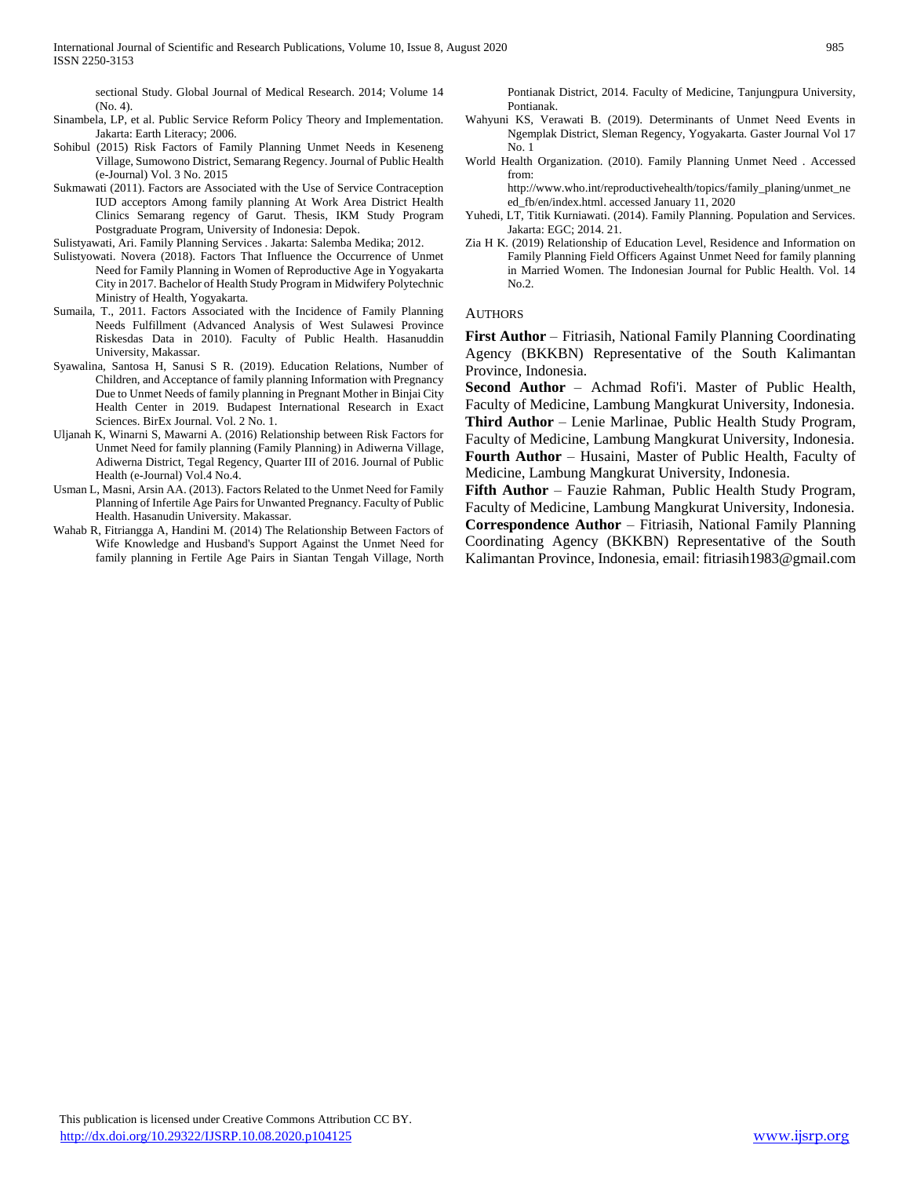sectional Study. Global Journal of Medical Research. 2014; Volume 14 (No. 4).

Sinambela, LP, et al. Public Service Reform Policy Theory and Implementation. Jakarta: Earth Literacy; 2006.

Sohibul (2015) Risk Factors of Family Planning Unmet Needs in Keseneng Village, Sumowono District, Semarang Regency. Journal of Public Health (e-Journal) Vol. 3 No. 2015

Sukmawati (2011). Factors are Associated with the Use of Service Contraception IUD acceptors Among family planning At Work Area District Health Clinics Semarang regency of Garut. Thesis, IKM Study Program Postgraduate Program, University of Indonesia: Depok.

Sulistyawati, Ari. Family Planning Services . Jakarta: Salemba Medika; 2012.

Sulistyowati. Novera (2018). Factors That Influence the Occurrence of Unmet Need for Family Planning in Women of Reproductive Age in Yogyakarta City in 2017. Bachelor of Health Study Program in Midwifery Polytechnic Ministry of Health, Yogyakarta.

Sumaila, T., 2011. Factors Associated with the Incidence of Family Planning Needs Fulfillment (Advanced Analysis of West Sulawesi Province Riskesdas Data in 2010). Faculty of Public Health. Hasanuddin University, Makassar.

Syawalina, Santosa H, Sanusi S R. (2019). Education Relations, Number of Children, and Acceptance of family planning Information with Pregnancy Due to Unmet Needs of family planning in Pregnant Mother in Binjai City Health Center in 2019. Budapest International Research in Exact Sciences. BirEx Journal. Vol. 2 No. 1.

Uljanah K, Winarni S, Mawarni A. (2016) Relationship between Risk Factors for Unmet Need for family planning (Family Planning) in Adiwerna Village, Adiwerna District, Tegal Regency, Quarter III of 2016. Journal of Public Health (e-Journal) Vol.4 No.4.

Usman L, Masni, Arsin AA. (2013). Factors Related to the Unmet Need for Family Planning of Infertile Age Pairs for Unwanted Pregnancy. Faculty of Public Health. Hasanudin University. Makassar.

Wahab R, Fitriangga A, Handini M. (2014) The Relationship Between Factors of Wife Knowledge and Husband's Support Against the Unmet Need for family planning in Fertile Age Pairs in Siantan Tengah Village, North Pontianak District, 2014. Faculty of Medicine, Tanjungpura University, Pontianak.

Wahyuni KS, Verawati B. (2019). Determinants of Unmet Need Events in Ngemplak District, Sleman Regency, Yogyakarta. Gaster Journal Vol 17 No. 1

World Health Organization. (2010). Family Planning Unmet Need . Accessed from: http://www.who.int/reproductivehealth/topics/family_planing/unmet_need_fb/en/index.html. accessed January 11, 2020

Yuhedi, LT, Titik Kurniawati. (2014). Family Planning. Population and Services. Jakarta: EGC; 2014. 21.

Zia H K. (2019) Relationship of Education Level, Residence and Information on Family Planning Field Officers Against Unmet Need for family planning in Married Women. The Indonesian Journal for Public Health. Vol. 14 No.2.

## Authors

**First Author** – Fitriasih, National Family Planning Coordinating Agency (BKKBN) Representative of the South Kalimantan Province, Indonesia.

**Second Author** – Achmad Rofi'i. Master of Public Health, Faculty of Medicine, Lambung Mangkurat University, Indonesia.

**Third Author** – Lenie Marlinae, Public Health Study Program, Faculty of Medicine, Lambung Mangkurat University, Indonesia.

**Fourth Author** – Husaini, Master of Public Health, Faculty of Medicine, Lambung Mangkurat University, Indonesia.

**Fifth Author** – Fauzie Rahman, Public Health Study Program, Faculty of Medicine, Lambung Mangkurat University, Indonesia.

**Correspondence Author** – Fitriasih, National Family Planning Coordinating Agency (BKKBN) Representative of the South Kalimantan Province, Indonesia, email: fitriasih1983@gmail.com